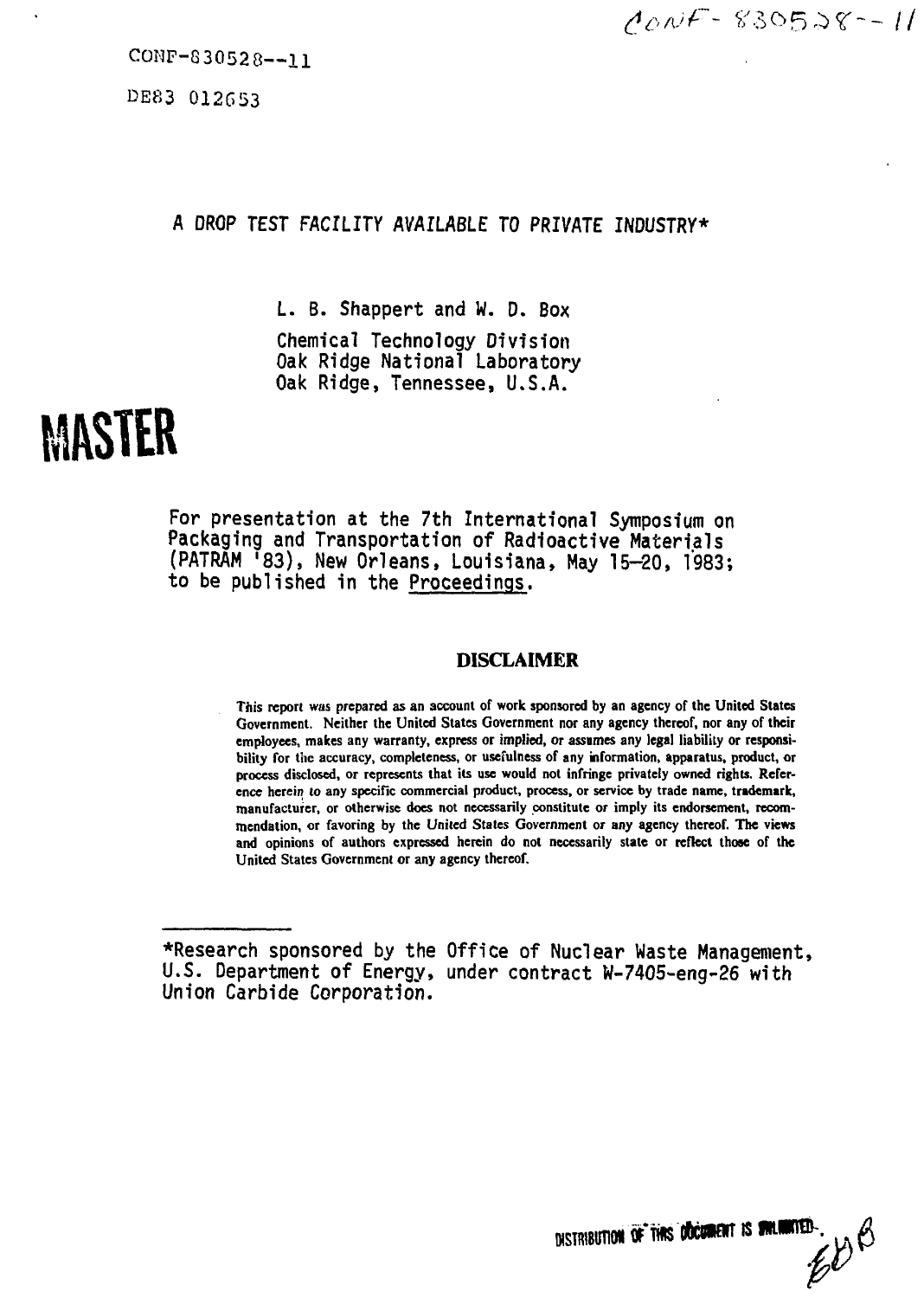CONF-830528--11

DE83 012653

# A DROP TEST FACILITY AVAILABLE TO PRIVATE INDUSTRY*

L. B. Shappert and W. D. Box

Chemical Technology Division
Oak Ridge National Laboratory
Oak Ridge, Tennessee, U.S.A.

**MASTER**

For presentation at the 7th International Symposium on Packaging and Transportation of Radioactive Materials (PATRAM '83), New Orleans, Louisiana, May 15–20, 1983; to be published in the Proceedings.

## DISCLAIMER

This report was prepared as an account of work sponsored by an agency of the United States Government. Neither the United States Government nor any agency thereof, nor any of their employees, makes any warranty, express or implied, or assumes any legal liability or responsibility for the accuracy, completeness, or usefulness of any information, apparatus, product, or process disclosed, or represents that its use would not infringe privately owned rights. Reference herein to any specific commercial product, process, or service by trade name, trademark, manufacturer, or otherwise does not necessarily constitute or imply its endorsement, recommendation, or favoring by the United States Government or any agency thereof. The views and opinions of authors expressed herein do not necessarily state or reflect those of the United States Government or any agency thereof.

---

*Research sponsored by the Office of Nuclear Waste Management, U.S. Department of Energy, under contract W-7405-eng-26 with Union Carbide Corporation.

DISTRIBUTION OF THIS DOCUMENT IS UNLIMITED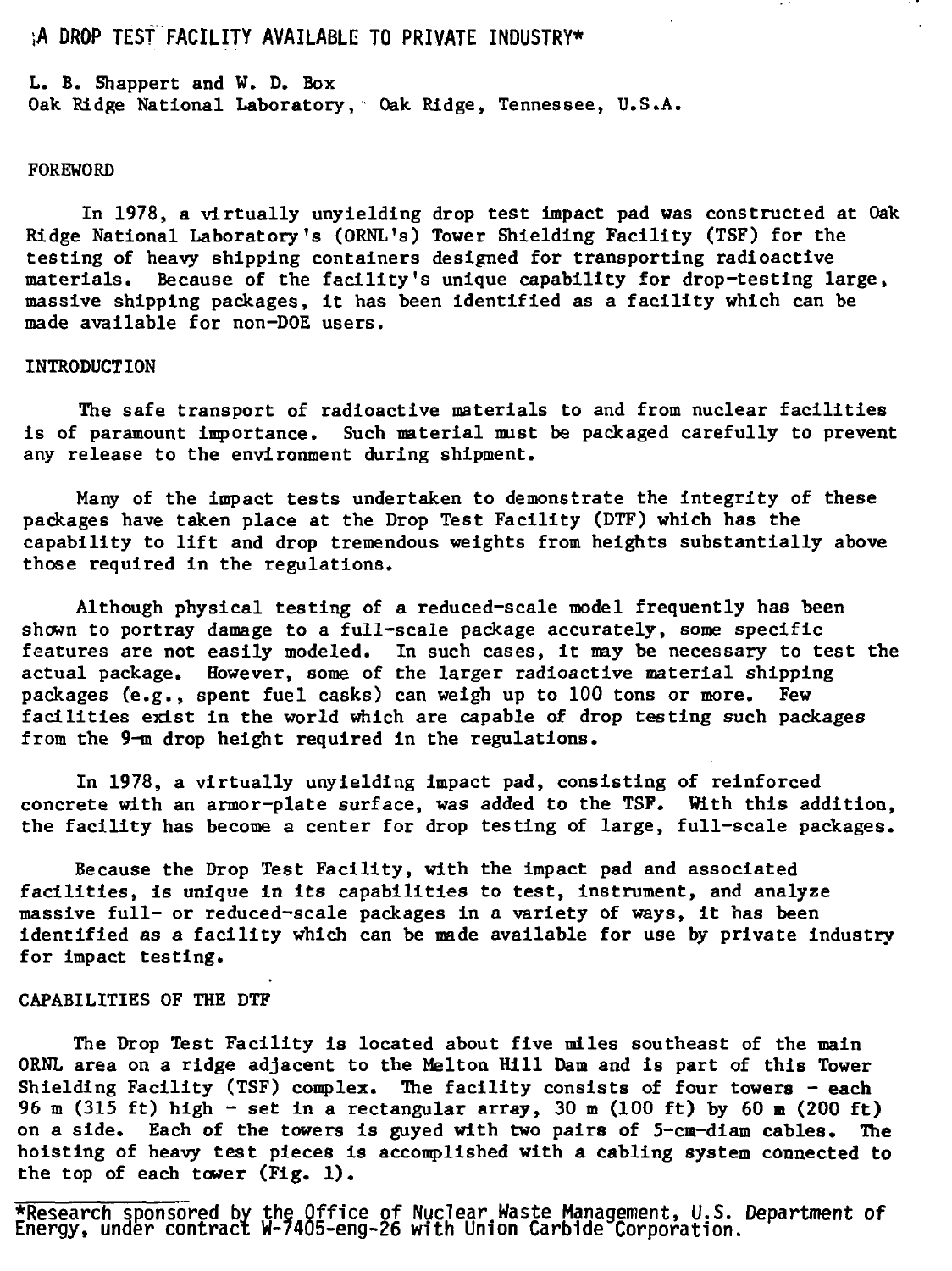# A DROP TEST FACILITY AVAILABLE TO PRIVATE INDUSTRY*

L. B. Shappert and W. D. Box
Oak Ridge National Laboratory, Oak Ridge, Tennessee, U.S.A.

## FOREWORD

In 1978, a virtually unyielding drop test impact pad was constructed at Oak Ridge National Laboratory's (ORNL's) Tower Shielding Facility (TSF) for the testing of heavy shipping containers designed for transporting radioactive materials. Because of the facility's unique capability for drop-testing large, massive shipping packages, it has been identified as a facility which can be made available for non-DOE users.

## INTRODUCTION

The safe transport of radioactive materials to and from nuclear facilities is of paramount importance. Such material must be packaged carefully to prevent any release to the environment during shipment.

Many of the impact tests undertaken to demonstrate the integrity of these packages have taken place at the Drop Test Facility (DTF) which has the capability to lift and drop tremendous weights from heights substantially above those required in the regulations.

Although physical testing of a reduced-scale model frequently has been shown to portray damage to a full-scale package accurately, some specific features are not easily modeled. In such cases, it may be necessary to test the actual package. However, some of the larger radioactive material shipping packages (e.g., spent fuel casks) can weigh up to 100 tons or more. Few facilities exist in the world which are capable of drop testing such packages from the 9-m drop height required in the regulations.

In 1978, a virtually unyielding impact pad, consisting of reinforced concrete with an armor-plate surface, was added to the TSF. With this addition, the facility has become a center for drop testing of large, full-scale packages.

Because the Drop Test Facility, with the impact pad and associated facilities, is unique in its capabilities to test, instrument, and analyze massive full- or reduced-scale packages in a variety of ways, it has been identified as a facility which can be made available for use by private industry for impact testing.

## CAPABILITIES OF THE DTF

The Drop Test Facility is located about five miles southeast of the main ORNL area on a ridge adjacent to the Melton Hill Dam and is part of this Tower Shielding Facility (TSF) complex. The facility consists of four towers - each 96 m (315 ft) high - set in a rectangular array, 30 m (100 ft) by 60 m (200 ft) on a side. Each of the towers is guyed with two pairs of 5-cm-diam cables. The hoisting of heavy test pieces is accomplished with a cabling system connected to the top of each tower (Fig. 1).

*Research sponsored by the Office of Nuclear Waste Management, U.S. Department of Energy, under contract W-7405-eng-26 with Union Carbide Corporation.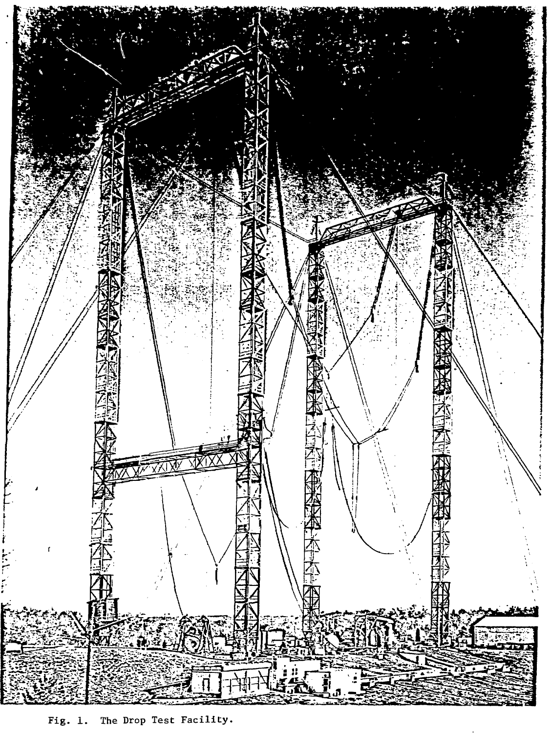Fig. 1. The Drop Test Facility.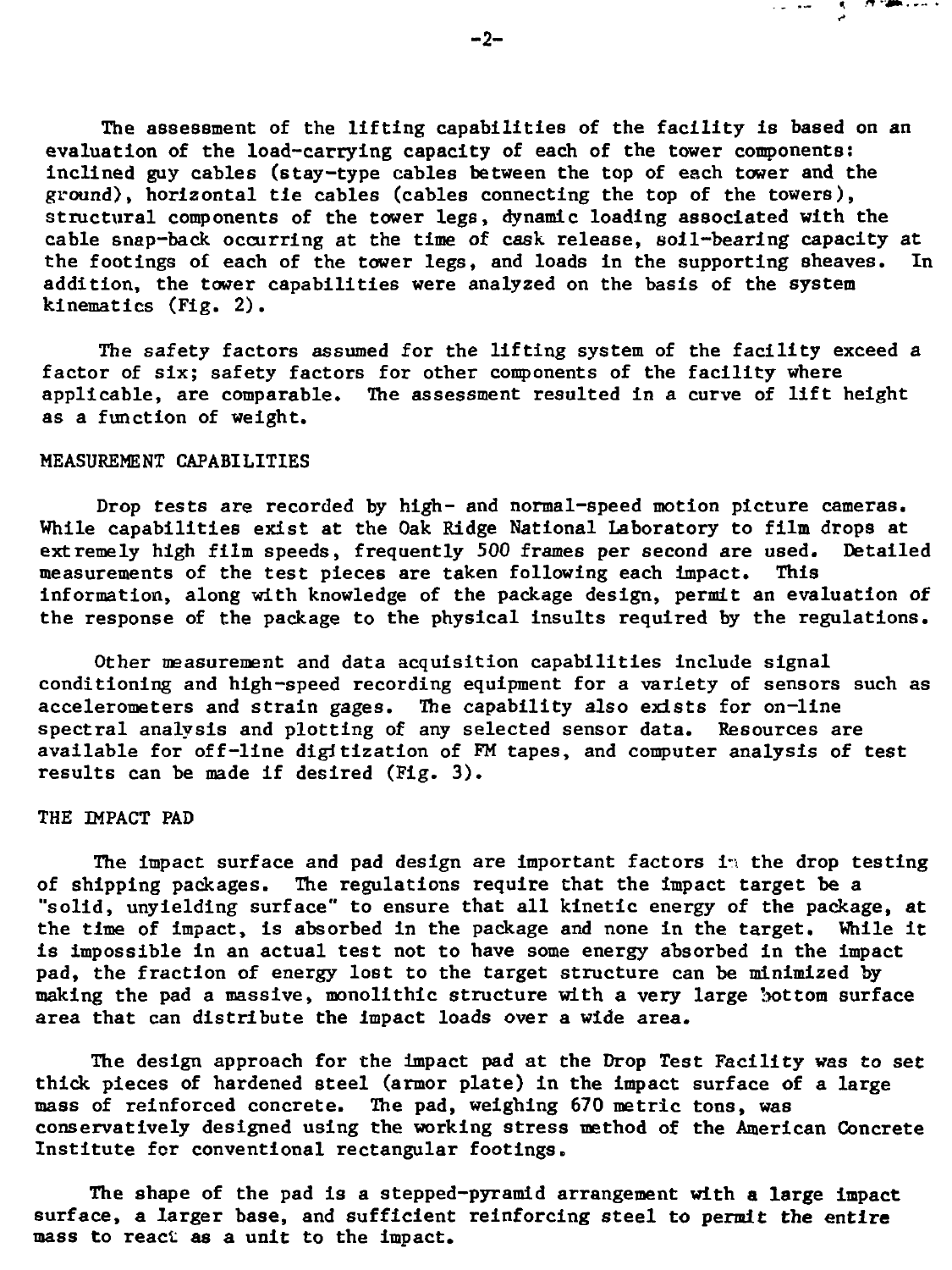The assessment of the lifting capabilities of the facility is based on an evaluation of the load-carrying capacity of each of the tower components: inclined guy cables (stay-type cables between the top of each tower and the ground), horizontal tie cables (cables connecting the top of the towers), structural components of the tower legs, dynamic loading associated with the cable snap-back occurring at the time of cask release, soil-bearing capacity at the footings of each of the tower legs, and loads in the supporting sheaves. In addition, the tower capabilities were analyzed on the basis of the system kinematics (Fig. 2).

The safety factors assumed for the lifting system of the facility exceed a factor of six; safety factors for other components of the facility where applicable, are comparable. The assessment resulted in a curve of lift height as a function of weight.

## MEASUREMENT CAPABILITIES

Drop tests are recorded by high- and normal-speed motion picture cameras. While capabilities exist at the Oak Ridge National Laboratory to film drops at extremely high film speeds, frequently 500 frames per second are used. Detailed measurements of the test pieces are taken following each impact. This information, along with knowledge of the package design, permit an evaluation of the response of the package to the physical insults required by the regulations.

Other measurement and data acquisition capabilities include signal conditioning and high-speed recording equipment for a variety of sensors such as accelerometers and strain gages. The capability also exists for on-line spectral analysis and plotting of any selected sensor data. Resources are available for off-line digitization of FM tapes, and computer analysis of test results can be made if desired (Fig. 3).

## THE IMPACT PAD

The impact surface and pad design are important factors in the drop testing of shipping packages. The regulations require that the impact target be a "solid, unyielding surface" to ensure that all kinetic energy of the package, at the time of impact, is absorbed in the package and none in the target. While it is impossible in an actual test not to have some energy absorbed in the impact pad, the fraction of energy lost to the target structure can be minimized by making the pad a massive, monolithic structure with a very large bottom surface area that can distribute the impact loads over a wide area.

The design approach for the impact pad at the Drop Test Facility was to set thick pieces of hardened steel (armor plate) in the impact surface of a large mass of reinforced concrete. The pad, weighing 670 metric tons, was conservatively designed using the working stress method of the American Concrete Institute for conventional rectangular footings.

The shape of the pad is a stepped-pyramid arrangement with a large impact surface, a larger base, and sufficient reinforcing steel to permit the entire mass to react as a unit to the impact.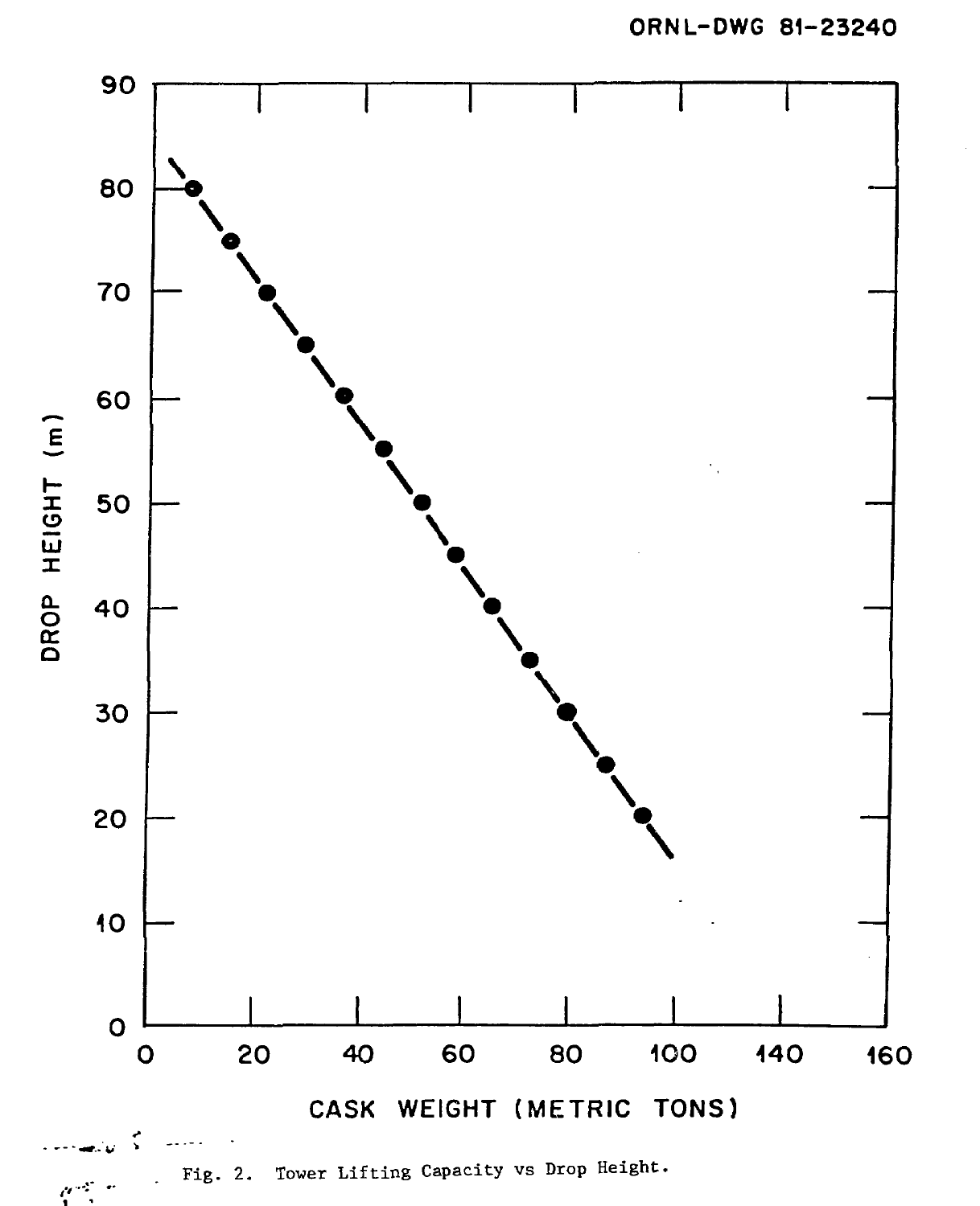ORNL-DWG 81-23240

Fig. 2. Tower Lifting Capacity vs Drop Height.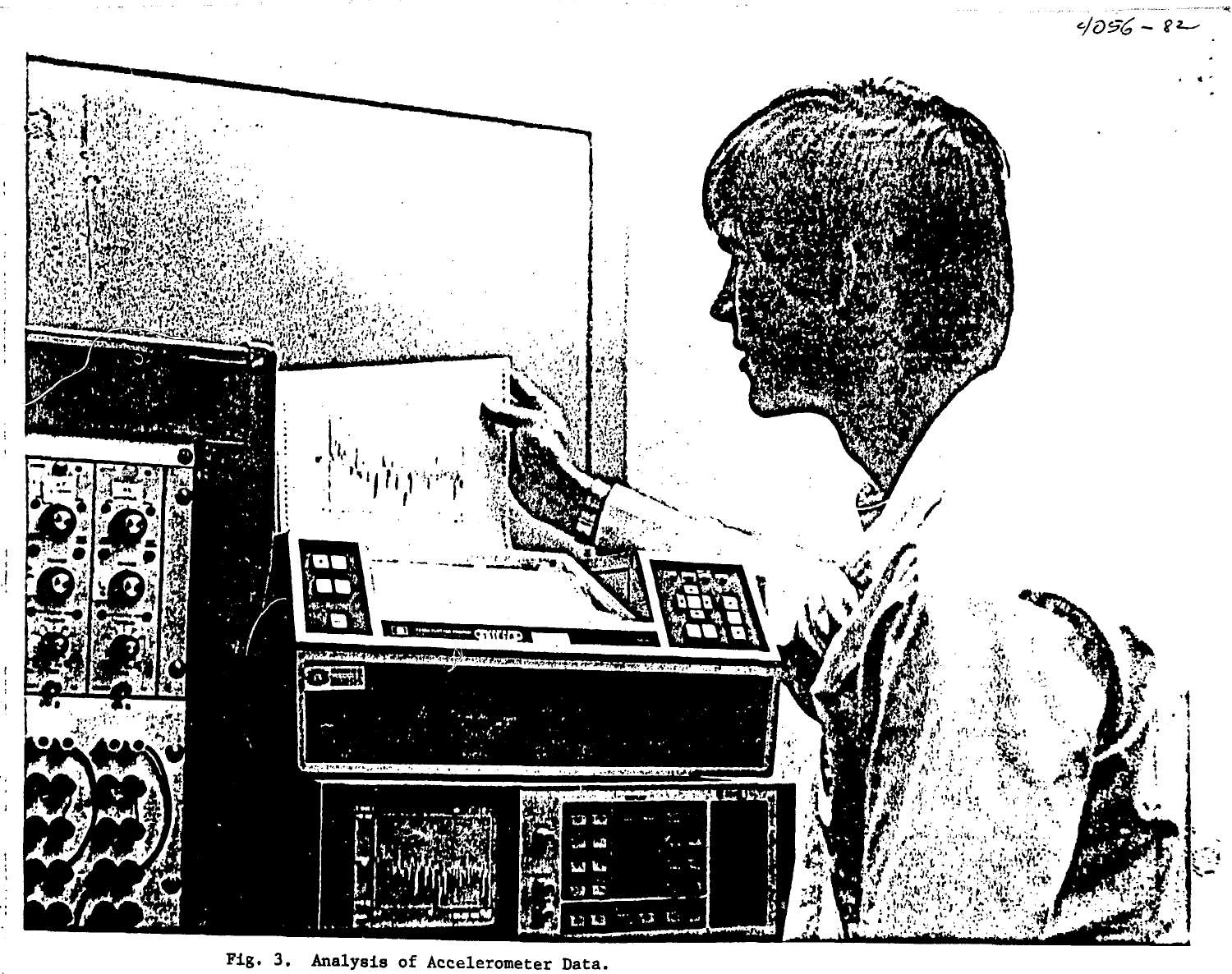Fig. 3. Analysis of Accelerometer Data.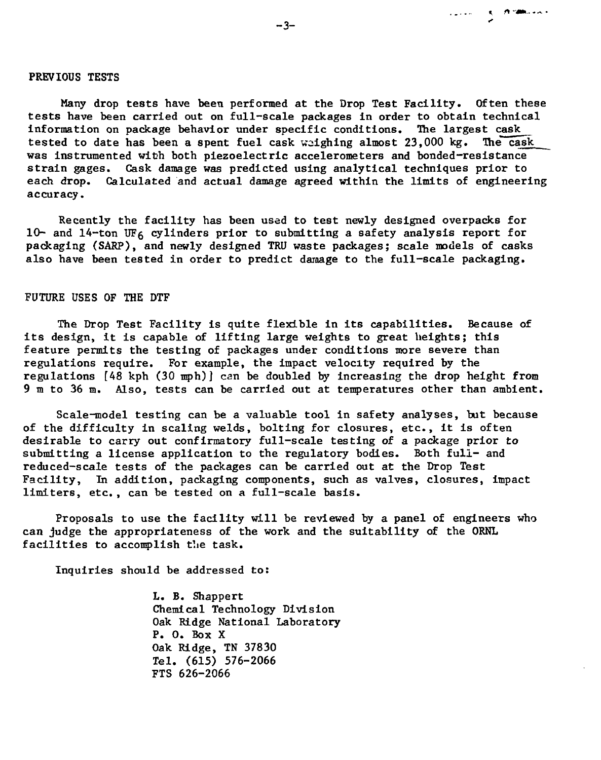## PREVIOUS TESTS

Many drop tests have been performed at the Drop Test Facility. Often these tests have been carried out on full-scale packages in order to obtain technical information on package behavior under specific conditions. The largest cask tested to date has been a spent fuel cask weighing almost 23,000 kg. The cask was instrumented with both piezoelectric accelerometers and bonded-resistance strain gages. Cask damage was predicted using analytical techniques prior to each drop. Calculated and actual damage agreed within the limits of engineering accuracy.

Recently the facility has been used to test newly designed overpacks for 10- and 14-ton $UF_6$ cylinders prior to submitting a safety analysis report for packaging (SARP), and newly designed TRU waste packages; scale models of casks also have been tested in order to predict damage to the full-scale packaging.

## FUTURE USES OF THE DTF

The Drop Test Facility is quite flexible in its capabilities. Because of its design, it is capable of lifting large weights to great heights; this feature permits the testing of packages under conditions more severe than regulations require. For example, the impact velocity required by the regulations [48 kph (30 mph)] can be doubled by increasing the drop height from 9 m to 36 m. Also, tests can be carried out at temperatures other than ambient.

Scale-model testing can be a valuable tool in safety analyses, but because of the difficulty in scaling welds, bolting for closures, etc., it is often desirable to carry out confirmatory full-scale testing of a package prior to submitting a license application to the regulatory bodies. Both full- and reduced-scale tests of the packages can be carried out at the Drop Test Facility. In addition, packaging components, such as valves, closures, impact limiters, etc., can be tested on a full-scale basis.

Proposals to use the facility will be reviewed by a panel of engineers who can judge the appropriateness of the work and the suitability of the ORNL facilities to accomplish the task.

Inquiries should be addressed to:

L. B. Shappert  
Chemical Technology Division  
Oak Ridge National Laboratory  
P. O. Box X  
Oak Ridge, TN 37830  
Tel. (615) 576-2066  
FTS 626-2066